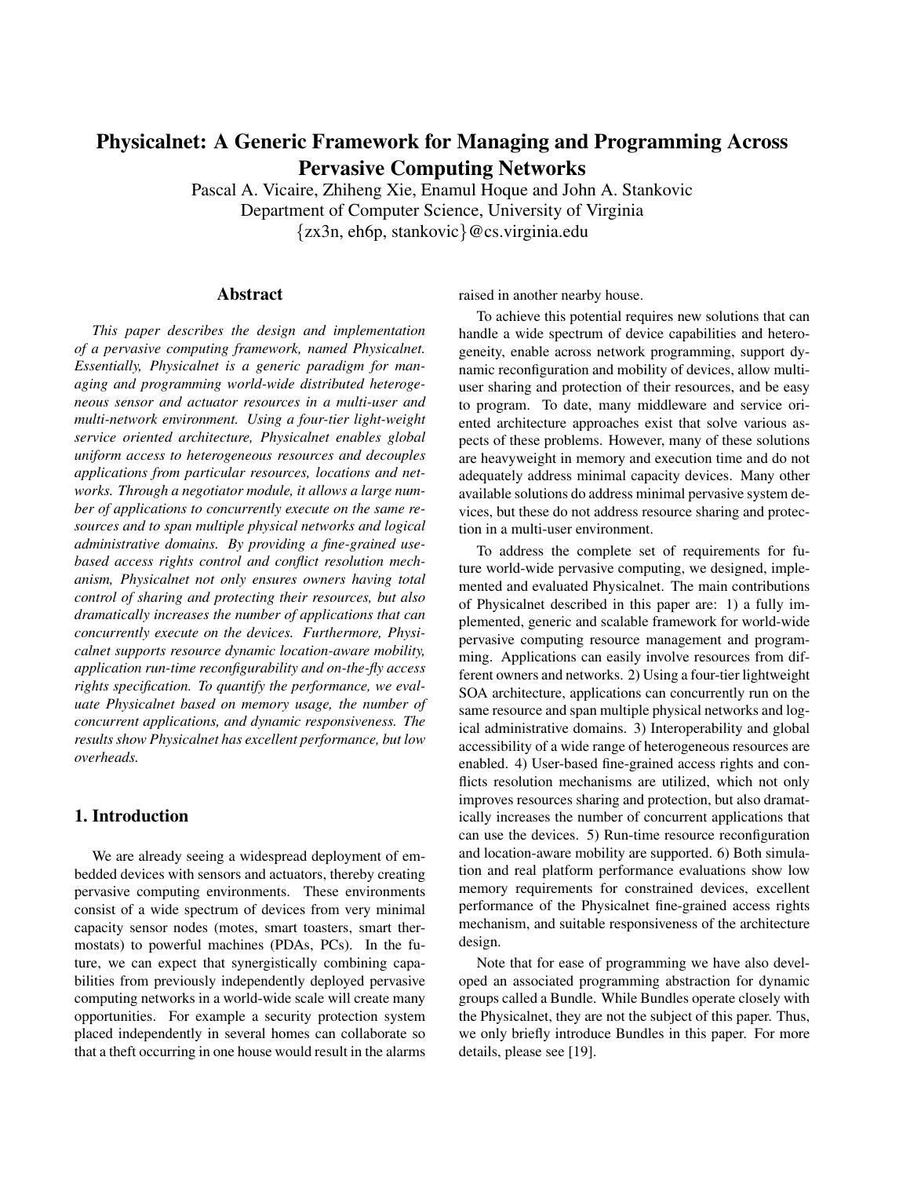# Physicalnet: A Generic Framework for Managing and Programming Across Pervasive Computing Networks

Pascal A. Vicaire, Zhiheng Xie, Enamul Hoque and John A. Stankovic
Department of Computer Science, University of Virginia
{zx3n, eh6p, stankovic}@cs.virginia.edu

## Abstract

*This paper describes the design and implementation of a pervasive computing framework, named Physicalnet. Essentially, Physicalnet is a generic paradigm for managing and programming world-wide distributed heterogeneous sensor and actuator resources in a multi-user and multi-network environment. Using a four-tier light-weight service oriented architecture, Physicalnet enables global uniform access to heterogeneous resources and decouples applications from particular resources, locations and networks. Through a negotiator module, it allows a large number of applications to concurrently execute on the same resources and to span multiple physical networks and logical administrative domains. By providing a fine-grained use-based access rights control and conflict resolution mechanism, Physicalnet not only ensures owners having total control of sharing and protecting their resources, but also dramatically increases the number of applications that can concurrently execute on the devices. Furthermore, Physicalnet supports resource dynamic location-aware mobility, application run-time reconfigurability and on-the-fly access rights specification. To quantify the performance, we evaluate Physicalnet based on memory usage, the number of concurrent applications, and dynamic responsiveness. The results show Physicalnet has excellent performance, but low overheads.*

## 1. Introduction

We are already seeing a widespread deployment of embedded devices with sensors and actuators, thereby creating pervasive computing environments. These environments consist of a wide spectrum of devices from very minimal capacity sensor nodes (motes, smart toasters, smart thermostats) to powerful machines (PDAs, PCs). In the future, we can expect that synergistically combining capabilities from previously independently deployed pervasive computing networks in a world-wide scale will create many opportunities. For example a security protection system placed independently in several homes can collaborate so that a theft occurring in one house would result in the alarms raised in another nearby house.

To achieve this potential requires new solutions that can handle a wide spectrum of device capabilities and heterogeneity, enable across network programming, support dynamic reconfiguration and mobility of devices, allow multi-user sharing and protection of their resources, and be easy to program. To date, many middleware and service oriented architecture approaches exist that solve various aspects of these problems. However, many of these solutions are heavyweight in memory and execution time and do not adequately address minimal capacity devices. Many other available solutions do address minimal pervasive system devices, but these do not address resource sharing and protection in a multi-user environment.

To address the complete set of requirements for future world-wide pervasive computing, we designed, implemented and evaluated Physicalnet. The main contributions of Physicalnet described in this paper are: 1) a fully implemented, generic and scalable framework for world-wide pervasive computing resource management and programming. Applications can easily involve resources from different owners and networks. 2) Using a four-tier lightweight SOA architecture, applications can concurrently run on the same resource and span multiple physical networks and logical administrative domains. 3) Interoperability and global accessibility of a wide range of heterogeneous resources are enabled. 4) User-based fine-grained access rights and conflicts resolution mechanisms are utilized, which not only improves resources sharing and protection, but also dramatically increases the number of concurrent applications that can use the devices. 5) Run-time resource reconfiguration and location-aware mobility are supported. 6) Both simulation and real platform performance evaluations show low memory requirements for constrained devices, excellent performance of the Physicalnet fine-grained access rights mechanism, and suitable responsiveness of the architecture design.

Note that for ease of programming we have also developed an associated programming abstraction for dynamic groups called a Bundle. While Bundles operate closely with the Physicalnet, they are not the subject of this paper. Thus, we only briefly introduce Bundles in this paper. For more details, please see [19].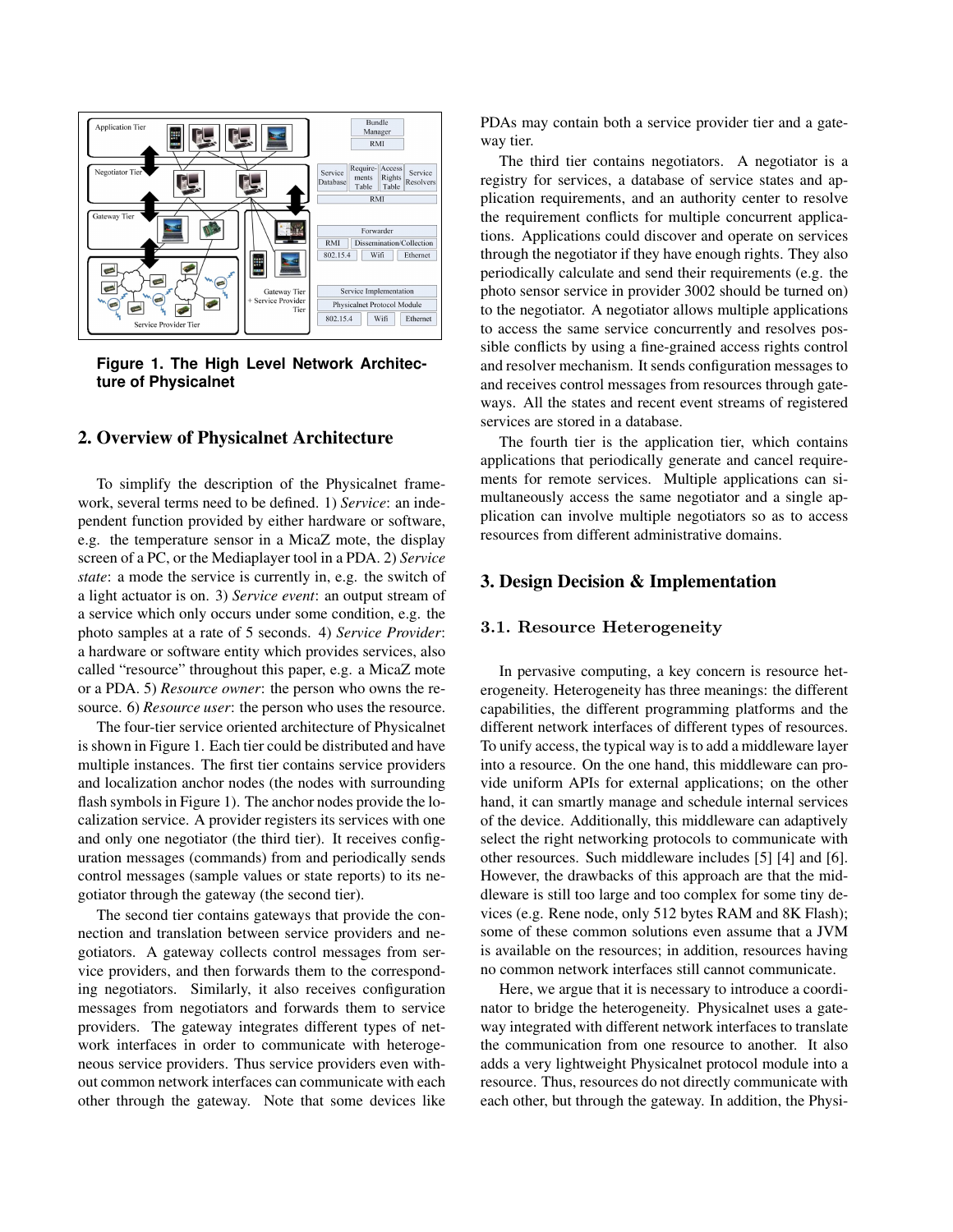Figure 1. The High Level Network Architecture of Physicalnet

## 2. Overview of Physicalnet Architecture

To simplify the description of the Physicalnet framework, several terms need to be defined. 1) *Service*: an independent function provided by either hardware or software, e.g. the temperature sensor in a MicaZ mote, the display screen of a PC, or the Mediaplayer tool in a PDA. 2) *Service state*: a mode the service is currently in, e.g. the switch of a light actuator is on. 3) *Service event*: an output stream of a service which only occurs under some condition, e.g. the photo samples at a rate of 5 seconds. 4) *Service Provider*: a hardware or software entity which provides services, also called "resource" throughout this paper, e.g. a MicaZ mote or a PDA. 5) *Resource owner*: the person who owns the resource. 6) *Resource user*: the person who uses the resource.

The four-tier service oriented architecture of Physicalnet is shown in Figure 1. Each tier could be distributed and have multiple instances. The first tier contains service providers and localization anchor nodes (the nodes with surrounding flash symbols in Figure 1). The anchor nodes provide the localization service. A provider registers its services with one and only one negotiator (the third tier). It receives configuration messages (commands) from and periodically sends control messages (sample values or state reports) to its negotiator through the gateway (the second tier).

The second tier contains gateways that provide the connection and translation between service providers and negotiators. A gateway collects control messages from service providers, and then forwards them to the corresponding negotiators. Similarly, it also receives configuration messages from negotiators and forwards them to service providers. The gateway integrates different types of network interfaces in order to communicate with heterogeneous service providers. Thus service providers even without common network interfaces can communicate with each other through the gateway. Note that some devices like PDAs may contain both a service provider tier and a gateway tier.

The third tier contains negotiators. A negotiator is a registry for services, a database of service states and application requirements, and an authority center to resolve the requirement conflicts for multiple concurrent applications. Applications could discover and operate on services through the negotiator if they have enough rights. They also periodically calculate and send their requirements (e.g. the photo sensor service in provider 3002 should be turned on) to the negotiator. A negotiator allows multiple applications to access the same service concurrently and resolves possible conflicts by using a fine-grained access rights control and resolver mechanism. It sends configuration messages to and receives control messages from resources through gateways. All the states and recent event streams of registered services are stored in a database.

The fourth tier is the application tier, which contains applications that periodically generate and cancel requirements for remote services. Multiple applications can simultaneously access the same negotiator and a single application can involve multiple negotiators so as to access resources from different administrative domains.

## 3. Design Decision & Implementation

### 3.1. Resource Heterogeneity

In pervasive computing, a key concern is resource heterogeneity. Heterogeneity has three meanings: the different capabilities, the different programming platforms and the different network interfaces of different types of resources. To unify access, the typical way is to add a middleware layer into a resource. On the one hand, this middleware can provide uniform APIs for external applications; on the other hand, it can smartly manage and schedule internal services of the device. Additionally, this middleware can adaptively select the right networking protocols to communicate with other resources. Such middleware includes [5] [4] and [6]. However, the drawbacks of this approach are that the middleware is still too large and too complex for some tiny devices (e.g. Rene node, only 512 bytes RAM and 8K Flash); some of these common solutions even assume that a JVM is available on the resources; in addition, resources having no common network interfaces still cannot communicate.

Here, we argue that it is necessary to introduce a coordinator to bridge the heterogeneity. Physicalnet uses a gateway integrated with different network interfaces to translate the communication from one resource to another. It also adds a very lightweight Physicalnet protocol module into a resource. Thus, resources do not directly communicate with each other, but through the gateway. In addition, the Physi-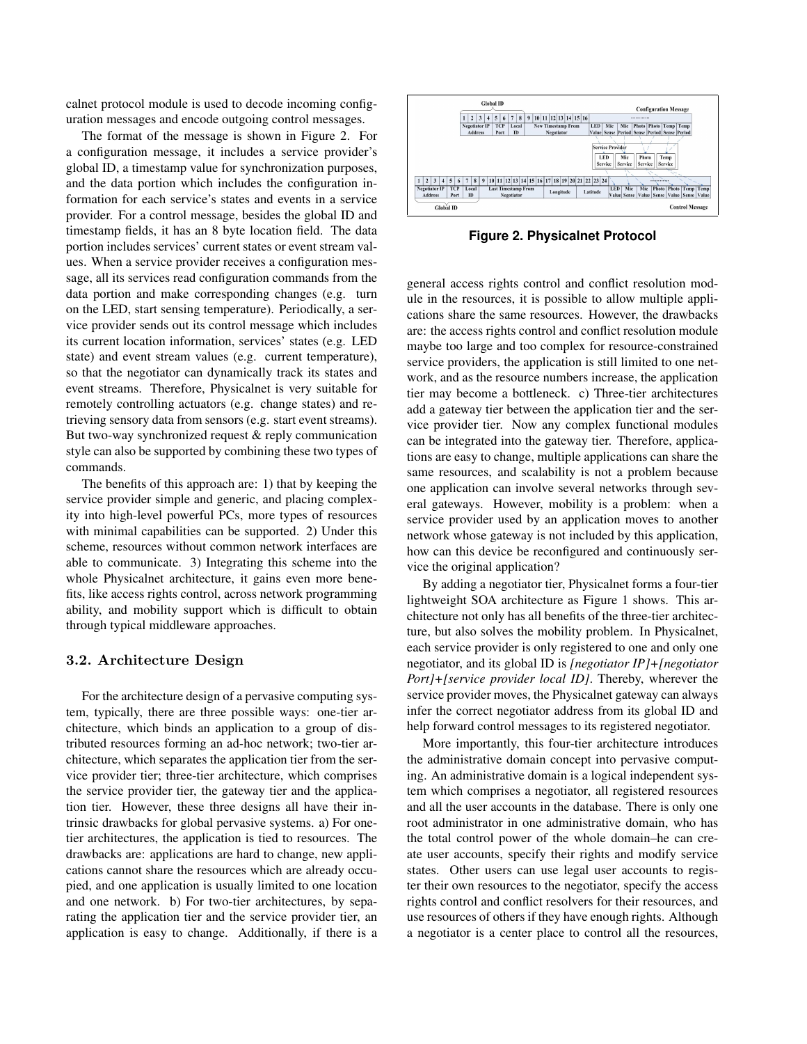calnet protocol module is used to decode incoming configuration messages and encode outgoing control messages.

The format of the message is shown in Figure 2. For a configuration message, it includes a service provider's global ID, a timestamp value for synchronization purposes, and the data portion which includes the configuration information for each service's states and events in a service provider. For a control message, besides the global ID and timestamp fields, it has an 8 byte location field. The data portion includes services' current states or event stream values. When a service provider receives a configuration message, all its services read configuration commands from the data portion and make corresponding changes (e.g. turn on the LED, start sensing temperature). Periodically, a service provider sends out its control message which includes its current location information, services' states (e.g. LED state) and event stream values (e.g. current temperature), so that the negotiator can dynamically track its states and event streams. Therefore, Physicalnet is very suitable for remotely controlling actuators (e.g. change states) and retrieving sensory data from sensors (e.g. start event streams). But two-way synchronized request & reply communication style can also be supported by combining these two types of commands.

The benefits of this approach are: 1) that by keeping the service provider simple and generic, and placing complexity into high-level powerful PCs, more types of resources with minimal capabilities can be supported. 2) Under this scheme, resources without common network interfaces are able to communicate. 3) Integrating this scheme into the whole Physicalnet architecture, it gains even more benefits, like access rights control, across network programming ability, and mobility support which is difficult to obtain through typical middleware approaches.

Global ID

Configuration Message

1 2 3 4 5 6 7 8 9 10 11 12 13 14 15 16

Negotiator IP Address | TCP Port | Local ID | New Timestamp From Negotiator | LED Value | Mic Sense | Mic Period | Photo Sense | Photo Period | Temp Sense | Temp Period

Service Provider

LED Service | Mic Service | Photo Service | Temp Service

1 2 3 4 5 6 7 8 9 10 11 12 13 14 15 16 17 18 19 20 21 22 23 24

Negotiator IP Address | TCP Port | Local ID | Last Timestamp From Negotiator | Longitude | Latitude | LED Value | Mic Sense | Mic Value | Photo Sense | Photo Value | Temp Sense | Temp Value

Global ID

Control Message

**Figure 2. Physicalnet Protocol**

### 3.2. Architecture Design

For the architecture design of a pervasive computing system, typically, there are three possible ways: one-tier architecture, which binds an application to a group of distributed resources forming an ad-hoc network; two-tier architecture, which separates the application tier from the service provider tier; three-tier architecture, which comprises the service provider tier, the gateway tier and the application tier. However, these three designs all have their intrinsic drawbacks for global pervasive systems. a) For one-tier architectures, the application is tied to resources. The drawbacks are: applications are hard to change, new applications cannot share the resources which are already occupied, and one application is usually limited to one location and one network. b) For two-tier architectures, by separating the application tier and the service provider tier, an application is easy to change. Additionally, if there is a general access rights control and conflict resolution module in the resources, it is possible to allow multiple applications share the same resources. However, the drawbacks are: the access rights control and conflict resolution module maybe too large and too complex for resource-constrained service providers, the application is still limited to one network, and as the resource numbers increase, the application tier may become a bottleneck. c) Three-tier architectures add a gateway tier between the application tier and the service provider tier. Now any complex functional modules can be integrated into the gateway tier. Therefore, applications are easy to change, multiple applications can share the same resources, and scalability is not a problem because one application can involve several networks through several gateways. However, mobility is a problem: when a service provider used by an application moves to another network whose gateway is not included by this application, how can this device be reconfigured and continuously service the original application?

By adding a negotiator tier, Physicalnet forms a four-tier lightweight SOA architecture as Figure 1 shows. This architecture not only has all benefits of the three-tier architecture, but also solves the mobility problem. In Physicalnet, each service provider is only registered to one and only one negotiator, and its global ID is *[negotiator IP]+[negotiator Port]+[service provider local ID]*. Thereby, wherever the service provider moves, the Physicalnet gateway can always infer the correct negotiator address from its global ID and help forward control messages to its registered negotiator.

More importantly, this four-tier architecture introduces the administrative domain concept into pervasive computing. An administrative domain is a logical independent system which comprises a negotiator, all registered resources and all the user accounts in the database. There is only one root administrator in one administrative domain, who has the total control power of the whole domain–he can create user accounts, specify their rights and modify service states. Other users can use legal user accounts to register their own resources to the negotiator, specify the access rights control and conflict resolvers for their resources, and use resources of others if they have enough rights. Although a negotiator is a center place to control all the resources,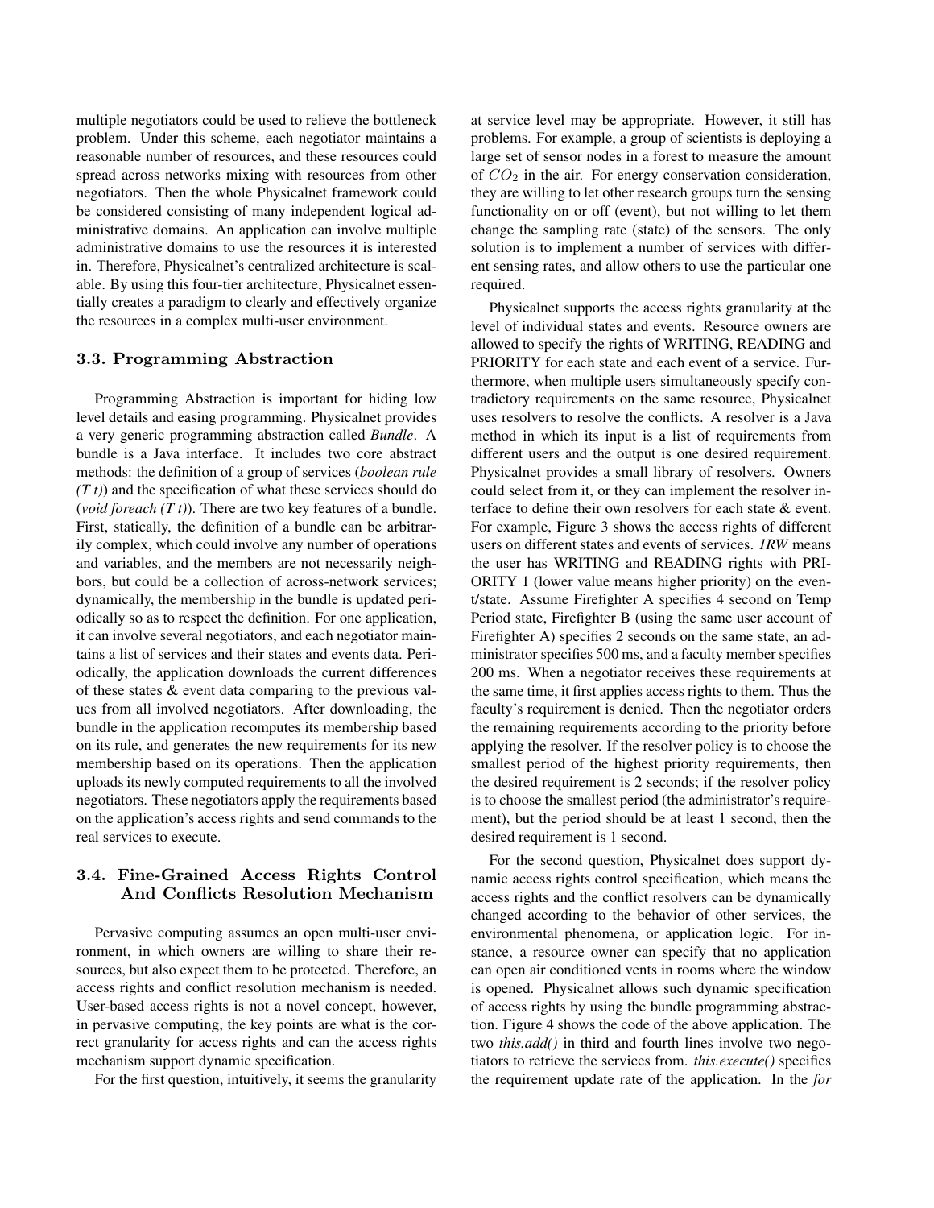multiple negotiators could be used to relieve the bottleneck problem. Under this scheme, each negotiator maintains a reasonable number of resources, and these resources could spread across networks mixing with resources from other negotiators. Then the whole Physicalnet framework could be considered consisting of many independent logical administrative domains. An application can involve multiple administrative domains to use the resources it is interested in. Therefore, Physicalnet's centralized architecture is scalable. By using this four-tier architecture, Physicalnet essentially creates a paradigm to clearly and effectively organize the resources in a complex multi-user environment.

### 3.3. Programming Abstraction

Programming Abstraction is important for hiding low level details and easing programming. Physicalnet provides a very generic programming abstraction called *Bundle*. A bundle is a Java interface. It includes two core abstract methods: the definition of a group of services (*boolean rule (T t)*) and the specification of what these services should do (*void foreach (T t)*). There are two key features of a bundle. First, statically, the definition of a bundle can be arbitrarily complex, which could involve any number of operations and variables, and the members are not necessarily neighbors, but could be a collection of across-network services; dynamically, the membership in the bundle is updated periodically so as to respect the definition. For one application, it can involve several negotiators, and each negotiator maintains a list of services and their states and events data. Periodically, the application downloads the current differences of these states & event data comparing to the previous values from all involved negotiators. After downloading, the bundle in the application recomputes its membership based on its rule, and generates the new requirements for its new membership based on its operations. Then the application uploads its newly computed requirements to all the involved negotiators. These negotiators apply the requirements based on the application's access rights and send commands to the real services to execute.

### 3.4. Fine-Grained Access Rights Control And Conflicts Resolution Mechanism

Pervasive computing assumes an open multi-user environment, in which owners are willing to share their resources, but also expect them to be protected. Therefore, an access rights and conflict resolution mechanism is needed. User-based access rights is not a novel concept, however, in pervasive computing, the key points are what is the correct granularity for access rights and can the access rights mechanism support dynamic specification.

For the first question, intuitively, it seems the granularity at service level may be appropriate. However, it still has problems. For example, a group of scientists is deploying a large set of sensor nodes in a forest to measure the amount of $CO_2$ in the air. For energy conservation consideration, they are willing to let other research groups turn the sensing functionality on or off (event), but not willing to let them change the sampling rate (state) of the sensors. The only solution is to implement a number of services with different sensing rates, and allow others to use the particular one required.

Physicalnet supports the access rights granularity at the level of individual states and events. Resource owners are allowed to specify the rights of WRITING, READING and PRIORITY for each state and each event of a service. Furthermore, when multiple users simultaneously specify contradictory requirements on the same resource, Physicalnet uses resolvers to resolve the conflicts. A resolver is a Java method in which its input is a list of requirements from different users and the output is one desired requirement. Physicalnet provides a small library of resolvers. Owners could select from it, or they can implement the resolver interface to define their own resolvers for each state & event. For example, Figure 3 shows the access rights of different users on different states and events of services. *1RW* means the user has WRITING and READING rights with PRIORITY 1 (lower value means higher priority) on the event/state. Assume Firefighter A specifies 4 second on Temp Period state, Firefighter B (using the same user account of Firefighter A) specifies 2 seconds on the same state, an administrator specifies 500 ms, and a faculty member specifies 200 ms. When a negotiator receives these requirements at the same time, it first applies access rights to them. Thus the faculty's requirement is denied. Then the negotiator orders the remaining requirements according to the priority before applying the resolver. If the resolver policy is to choose the smallest period of the highest priority requirements, then the desired requirement is 2 seconds; if the resolver policy is to choose the smallest period (the administrator's requirement), but the period should be at least 1 second, then the desired requirement is 1 second.

For the second question, Physicalnet does support dynamic access rights control specification, which means the access rights and the conflict resolvers can be dynamically changed according to the behavior of other services, the environmental phenomena, or application logic. For instance, a resource owner can specify that no application can open air conditioned vents in rooms where the window is opened. Physicalnet allows such dynamic specification of access rights by using the bundle programming abstraction. Figure 4 shows the code of the above application. The two *this.add()* in third and fourth lines involve two negotiators to retrieve the services from. *this.execute()* specifies the requirement update rate of the application. In the *for*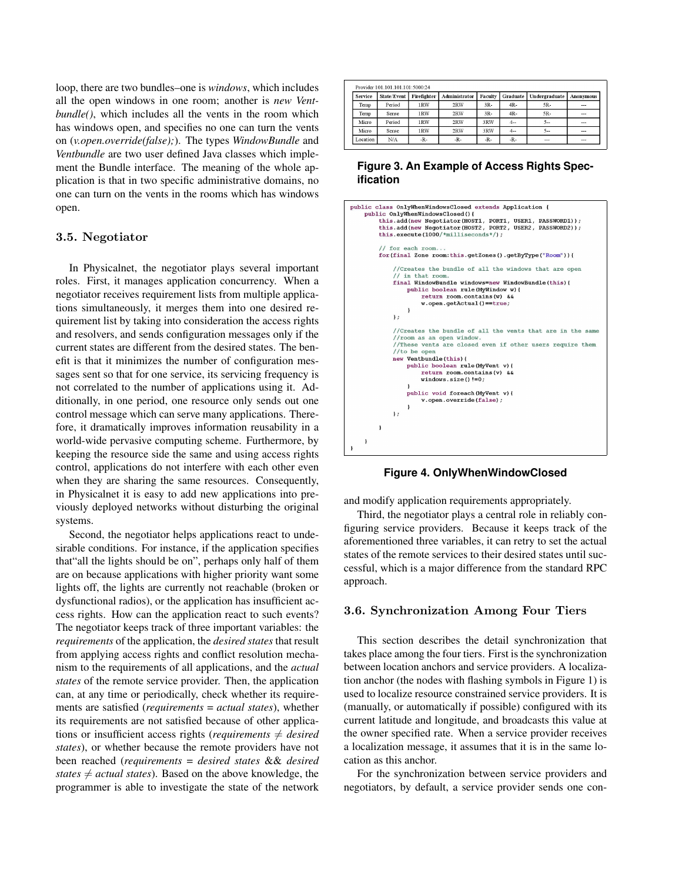loop, there are two bundles–one is *windows*, which includes all the open windows in one room; another is *new Ventbundle()*, which includes all the vents in the room which has windows open, and specifies no one can turn the vents on (*v.open.override(false);*). The types *WindowBundle* and *Ventbundle* are two user defined Java classes which implement the Bundle interface. The meaning of the whole application is that in two specific administrative domains, no one can turn on the vents in the rooms which has windows open.

### 3.5. Negotiator

In Physicalnet, the negotiator plays several important roles. First, it manages application concurrency. When a negotiator receives requirement lists from multiple applications simultaneously, it merges them into one desired requirement list by taking into consideration the access rights and resolvers, and sends configuration messages only if the current states are different from the desired states. The benefit is that it minimizes the number of configuration messages sent so that for one service, its servicing frequency is not correlated to the number of applications using it. Additionally, in one period, one resource only sends out one control message which can serve many applications. Therefore, it dramatically improves information reusability in a world-wide pervasive computing scheme. Furthermore, by keeping the resource side the same and using access rights control, applications do not interfere with each other even when they are sharing the same resources. Consequently, in Physicalnet it is easy to add new applications into previously deployed networks without disturbing the original systems.

Second, the negotiator helps applications react to undesirable conditions. For instance, if the application specifies that"all the lights should be on", perhaps only half of them are on because applications with higher priority want some lights off, the lights are currently not reachable (broken or dysfunctional radios), or the application has insufficient access rights. How can the application react to such events? The negotiator keeps track of three important variables: the *requirements* of the application, the *desired states* that result from applying access rights and conflict resolution mechanism to the requirements of all applications, and the *actual states* of the remote service provider. Then, the application can, at any time or periodically, check whether its requirements are satisfied (*requirements* = *actual states*), whether its requirements are not satisfied because of other applications or insufficient access rights (*requirements* $\neq$ *desired states*), or whether because the remote providers have not been reached (*requirements* = *desired states* && *desired states* $\neq$ *actual states*). Based on the above knowledge, the programmer is able to investigate the state of the network and modify application requirements appropriately.

Third, the negotiator plays a central role in reliably configuring service providers. Because it keeps track of the aforementioned three variables, it can retry to set the actual states of the remote services to their desired states until successful, which is a major difference from the standard RPC approach.

Provider 101.101.101.101:5000:24

| Service | State/Event | Firefighter | Administrator | Faculty | Graduate | Undergraduate | Anonymous |
|---|---|---|---|---|---|---|---|
| Temp | Period | 1RW | 2RW | 3R- | 4R- | 5R- | --- |
| Temp | Sense | 1RW | 2RW | 3R- | 4R- | 5R- | --- |
| Micro | Period | 1RW | 2RW | 3RW | 4-- | 5-- | --- |
| Micro | Sense | 1RW | 2RW | 3RW | 4-- | 5-- | --- |
| Location | N/A | -R- | -R- | -R- | -R- | --- | --- |

**Figure 3. An Example of Access Rights Specification**

```
public class OnlyWhenWindowsClosed extends Application {
    public OnlyWhenWindowsClosed(){
        this.add(new Negotiator(HOST1, PORT1, USER1, PASSWORD1));
        this.add(new Negotiator(HOST2, PORT2, USER2, PASSWORD2));
        this.execute(1000/*milliseconds*/);

        // for each room...
        for(final Zone room:this.getZones().getByType("Room")){

            //Creates the bundle of all the windows that are open
            // in that room.
            final WindowBundle windows=new WindowBundle(this){
                public boolean rule(MyWindow w){
                    return room.contains(w) &&
                    w.open.getActual()==true;
                }
            };

            //Creates the bundle of all the vents that are in the same
            //room as an open window.
            //These vents are closed even if other users require them
            //to be open
            new Ventbundle(this){
                public boolean rule(MyVent v){
                    return room.contains(v) &&
                    windows.size()!=0;
                }
                public void foreach(MyVent v){
                    v.open.override(false);
                }
            };

        }

    }
}
```

**Figure 4. OnlyWhenWindowClosed**

### 3.6. Synchronization Among Four Tiers

This section describes the detail synchronization that takes place among the four tiers. First is the synchronization between location anchors and service providers. A localization anchor (the nodes with flashing symbols in Figure 1) is used to localize resource constrained service providers. It is (manually, or automatically if possible) configured with its current latitude and longitude, and broadcasts this value at the owner specified rate. When a service provider receives a localization message, it assumes that it is in the same location as this anchor.

For the synchronization between service providers and negotiators, by default, a service provider sends one con-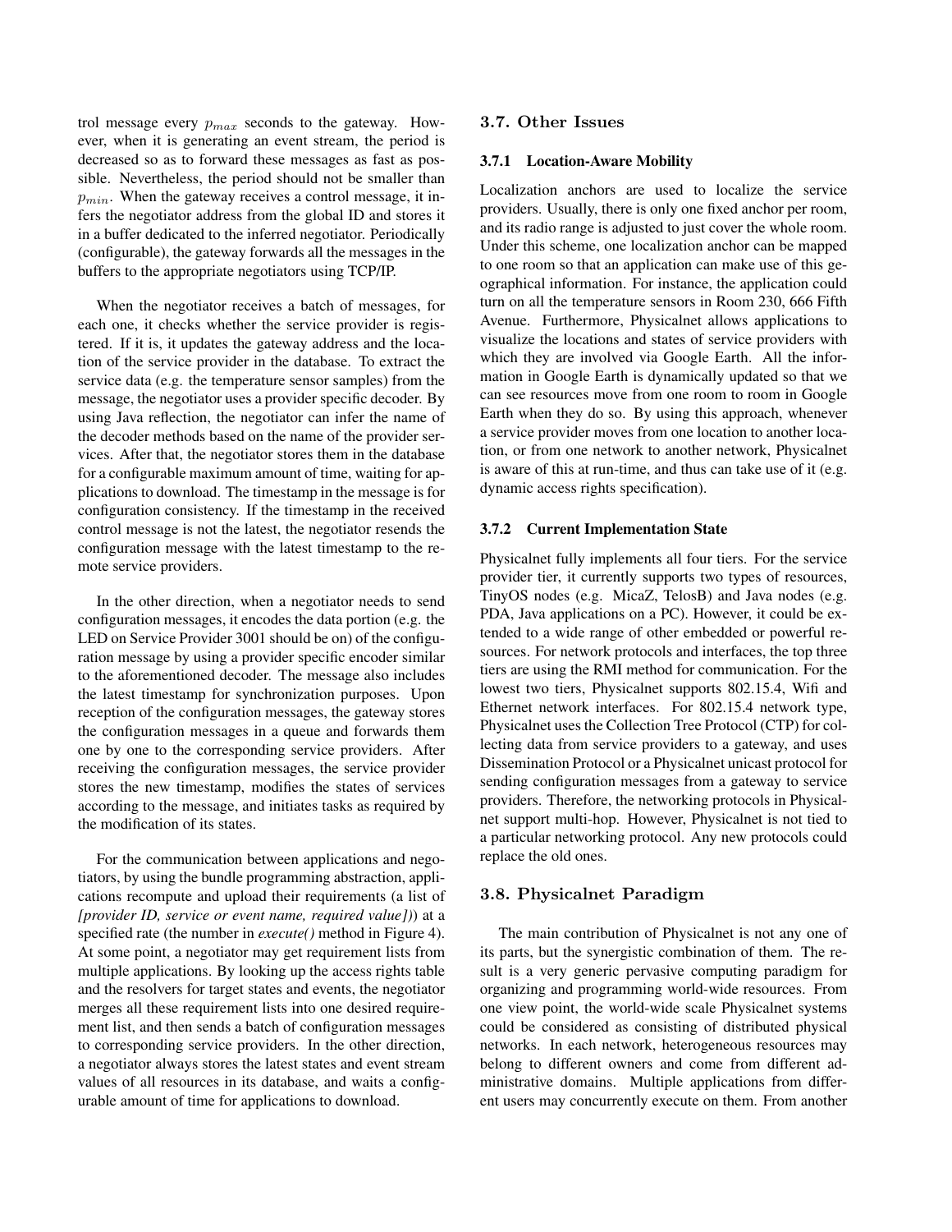trol message every $p_{max}$ seconds to the gateway. However, when it is generating an event stream, the period is decreased so as to forward these messages as fast as possible. Nevertheless, the period should not be smaller than $p_{min}$. When the gateway receives a control message, it infers the negotiator address from the global ID and stores it in a buffer dedicated to the inferred negotiator. Periodically (configurable), the gateway forwards all the messages in the buffers to the appropriate negotiators using TCP/IP.

When the negotiator receives a batch of messages, for each one, it checks whether the service provider is registered. If it is, it updates the gateway address and the location of the service provider in the database. To extract the service data (e.g. the temperature sensor samples) from the message, the negotiator uses a provider specific decoder. By using Java reflection, the negotiator can infer the name of the decoder methods based on the name of the provider services. After that, the negotiator stores them in the database for a configurable maximum amount of time, waiting for applications to download. The timestamp in the message is for configuration consistency. If the timestamp in the received control message is not the latest, the negotiator resends the configuration message with the latest timestamp to the remote service providers.

In the other direction, when a negotiator needs to send configuration messages, it encodes the data portion (e.g. the LED on Service Provider 3001 should be on) of the configuration message by using a provider specific encoder similar to the aforementioned decoder. The message also includes the latest timestamp for synchronization purposes. Upon reception of the configuration messages, the gateway stores the configuration messages in a queue and forwards them one by one to the corresponding service providers. After receiving the configuration messages, the service provider stores the new timestamp, modifies the states of services according to the message, and initiates tasks as required by the modification of its states.

For the communication between applications and negotiators, by using the bundle programming abstraction, applications recompute and upload their requirements (a list of *[provider ID, service or event name, required value]*)) at a specified rate (the number in *execute()* method in Figure 4). At some point, a negotiator may get requirement lists from multiple applications. By looking up the access rights table and the resolvers for target states and events, the negotiator merges all these requirement lists into one desired requirement list, and then sends a batch of configuration messages to corresponding service providers. In the other direction, a negotiator always stores the latest states and event stream values of all resources in its database, and waits a configurable amount of time for applications to download.

## 3.7. Other Issues

### 3.7.1 Location-Aware Mobility

Localization anchors are used to localize the service providers. Usually, there is only one fixed anchor per room, and its radio range is adjusted to just cover the whole room. Under this scheme, one localization anchor can be mapped to one room so that an application can make use of this geographical information. For instance, the application could turn on all the temperature sensors in Room 230, 666 Fifth Avenue. Furthermore, Physicalnet allows applications to visualize the locations and states of service providers with which they are involved via Google Earth. All the information in Google Earth is dynamically updated so that we can see resources move from one room to room in Google Earth when they do so. By using this approach, whenever a service provider moves from one location to another location, or from one network to another network, Physicalnet is aware of this at run-time, and thus can take use of it (e.g. dynamic access rights specification).

### 3.7.2 Current Implementation State

Physicalnet fully implements all four tiers. For the service provider tier, it currently supports two types of resources, TinyOS nodes (e.g. MicaZ, TelosB) and Java nodes (e.g. PDA, Java applications on a PC). However, it could be extended to a wide range of other embedded or powerful resources. For network protocols and interfaces, the top three tiers are using the RMI method for communication. For the lowest two tiers, Physicalnet supports 802.15.4, Wifi and Ethernet network interfaces. For 802.15.4 network type, Physicalnet uses the Collection Tree Protocol (CTP) for collecting data from service providers to a gateway, and uses Dissemination Protocol or a Physicalnet unicast protocol for sending configuration messages from a gateway to service providers. Therefore, the networking protocols in Physicalnet support multi-hop. However, Physicalnet is not tied to a particular networking protocol. Any new protocols could replace the old ones.

## 3.8. Physicalnet Paradigm

The main contribution of Physicalnet is not any one of its parts, but the synergistic combination of them. The result is a very generic pervasive computing paradigm for organizing and programming world-wide resources. From one view point, the world-wide scale Physicalnet systems could be considered as consisting of distributed physical networks. In each network, heterogeneous resources may belong to different owners and come from different administrative domains. Multiple applications from different users may concurrently execute on them. From another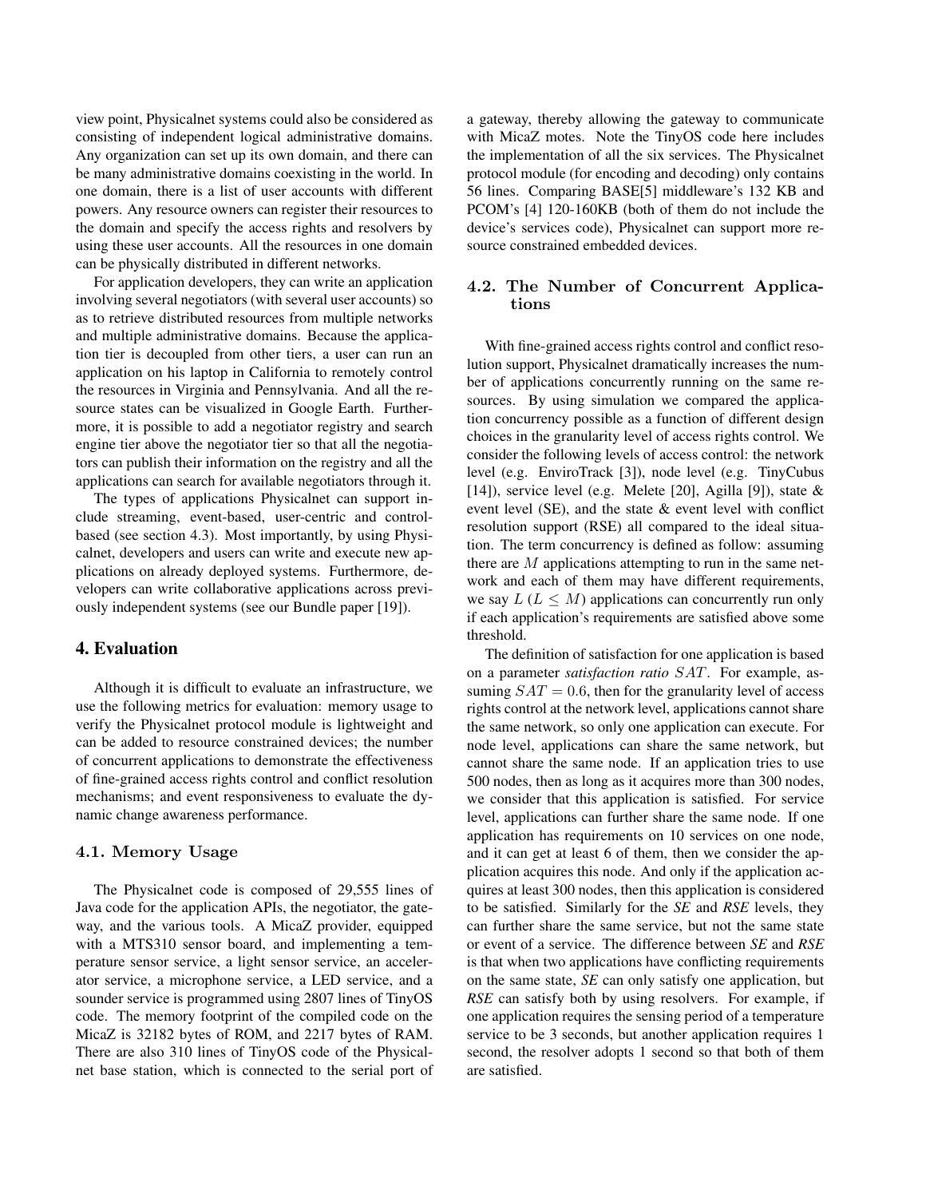view point, Physicalnet systems could also be considered as consisting of independent logical administrative domains. Any organization can set up its own domain, and there can be many administrative domains coexisting in the world. In one domain, there is a list of user accounts with different powers. Any resource owners can register their resources to the domain and specify the access rights and resolvers by using these user accounts. All the resources in one domain can be physically distributed in different networks.

For application developers, they can write an application involving several negotiators (with several user accounts) so as to retrieve distributed resources from multiple networks and multiple administrative domains. Because the application tier is decoupled from other tiers, a user can run an application on his laptop in California to remotely control the resources in Virginia and Pennsylvania. And all the resource states can be visualized in Google Earth. Furthermore, it is possible to add a negotiator registry and search engine tier above the negotiator tier so that all the negotiators can publish their information on the registry and all the applications can search for available negotiators through it.

The types of applications Physicalnet can support include streaming, event-based, user-centric and control-based (see section 4.3). Most importantly, by using Physicalnet, developers and users can write and execute new applications on already deployed systems. Furthermore, developers can write collaborative applications across previously independent systems (see our Bundle paper [19]).

## 4. Evaluation

Although it is difficult to evaluate an infrastructure, we use the following metrics for evaluation: memory usage to verify the Physicalnet protocol module is lightweight and can be added to resource constrained devices; the number of concurrent applications to demonstrate the effectiveness of fine-grained access rights control and conflict resolution mechanisms; and event responsiveness to evaluate the dynamic change awareness performance.

### 4.1. Memory Usage

The Physicalnet code is composed of 29,555 lines of Java code for the application APIs, the negotiator, the gateway, and the various tools. A MicaZ provider, equipped with a MTS310 sensor board, and implementing a temperature sensor service, a light sensor service, an accelerator service, a microphone service, a LED service, and a sounder service is programmed using 2807 lines of TinyOS code. The memory footprint of the compiled code on the MicaZ is 32182 bytes of ROM, and 2217 bytes of RAM. There are also 310 lines of TinyOS code of the Physicalnet base station, which is connected to the serial port of a gateway, thereby allowing the gateway to communicate with MicaZ motes. Note the TinyOS code here includes the implementation of all the six services. The Physicalnet protocol module (for encoding and decoding) only contains 56 lines. Comparing BASE[5] middleware's 132 KB and PCOM's [4] 120-160KB (both of them do not include the device's services code), Physicalnet can support more resource constrained embedded devices.

### 4.2. The Number of Concurrent Applications

With fine-grained access rights control and conflict resolution support, Physicalnet dramatically increases the number of applications concurrently running on the same resources. By using simulation we compared the application concurrency possible as a function of different design choices in the granularity level of access rights control. We consider the following levels of access control: the network level (e.g. EnviroTrack [3]), node level (e.g. TinyCubus [14]), service level (e.g. Melete [20], Agilla [9]), state & event level (SE), and the state & event level with conflict resolution support (RSE) all compared to the ideal situation. The term concurrency is defined as follow: assuming there are $M$ applications attempting to run in the same network and each of them may have different requirements, we say $L$ ($L \leq M$) applications can concurrently run only if each application's requirements are satisfied above some threshold.

The definition of satisfaction for one application is based on a parameter *satisfaction ratio* $SAT$. For example, assuming $SAT = 0.6$, then for the granularity level of access rights control at the network level, applications cannot share the same network, so only one application can execute. For node level, applications can share the same network, but cannot share the same node. If an application tries to use 500 nodes, then as long as it acquires more than 300 nodes, we consider that this application is satisfied. For service level, applications can further share the same node. If one application has requirements on 10 services on one node, and it can get at least 6 of them, then we consider the application acquires this node. And only if the application acquires at least 300 nodes, then this application is considered to be satisfied. Similarly for the *SE* and *RSE* levels, they can further share the same service, but not the same state or event of a service. The difference between *SE* and *RSE* is that when two applications have conflicting requirements on the same state, *SE* can only satisfy one application, but *RSE* can satisfy both by using resolvers. For example, if one application requires the sensing period of a temperature service to be 3 seconds, but another application requires 1 second, the resolver adopts 1 second so that both of them are satisfied.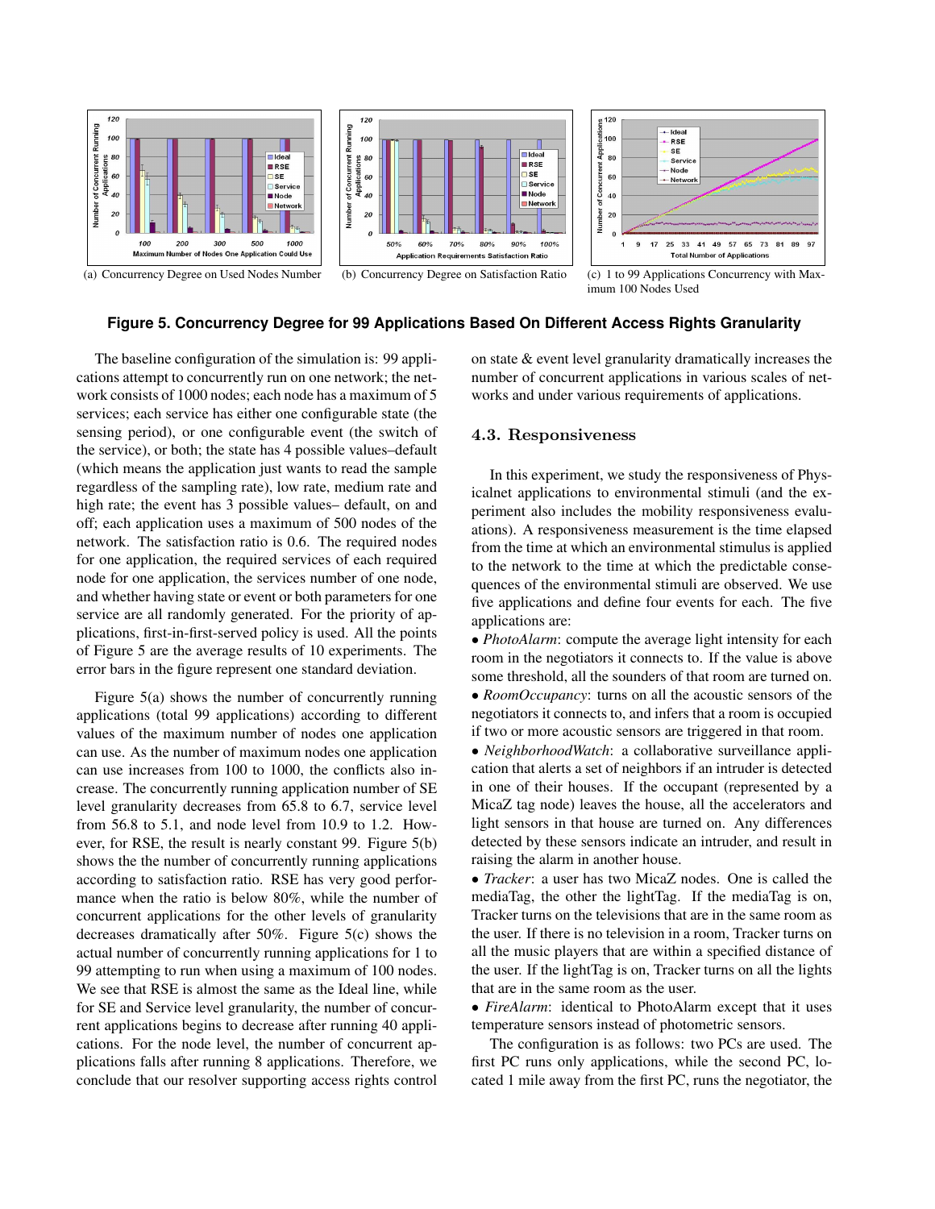Number of Concurrent Running Applications

120
100
80
60
40
20
0

100 200 300 500 1000

Maximum Number of Nodes One Application Could Use

Ideal
RSE
SE
Service
Node
Network

(a) Concurrency Degree on Used Nodes Number

Number of Concurrent Running Applications

120
100
80
60
40
20
0

50% 60% 70% 80% 90% 100%

Application Requirements Satisfaction Ratio

Ideal
RSE
SE
Service
Node
Network

(b) Concurrency Degree on Satisfaction Ratio

Number of Concurrent Applications

120
100
80
60
40
20
0

1 9 17 25 33 41 49 57 65 73 81 89 97

Total Number of Applications

Ideal
RSE
SE
Service
Node
Network

(c) 1 to 99 Applications Concurrency with Maximum 100 Nodes Used

**Figure 5. Concurrency Degree for 99 Applications Based On Different Access Rights Granularity**

The baseline configuration of the simulation is: 99 applications attempt to concurrently run on one network; the network consists of 1000 nodes; each node has a maximum of 5 services; each service has either one configurable state (the sensing period), or one configurable event (the switch of the service), or both; the state has 4 possible values–default (which means the application just wants to read the sample regardless of the sampling rate), low rate, medium rate and high rate; the event has 3 possible values– default, on and off; each application uses a maximum of 500 nodes of the network. The satisfaction ratio is 0.6. The required nodes for one application, the required services of each required node for one application, the services number of one node, and whether having state or event or both parameters for one service are all randomly generated. For the priority of applications, first-in-first-served policy is used. All the points of Figure 5 are the average results of 10 experiments. The error bars in the figure represent one standard deviation.

Figure 5(a) shows the number of concurrently running applications (total 99 applications) according to different values of the maximum number of nodes one application can use. As the number of maximum nodes one application can use increases from 100 to 1000, the conflicts also increase. The concurrently running application number of SE level granularity decreases from 65.8 to 6.7, service level from 56.8 to 5.1, and node level from 10.9 to 1.2. However, for RSE, the result is nearly constant 99. Figure 5(b) shows the the number of concurrently running applications according to satisfaction ratio. RSE has very good performance when the ratio is below 80%, while the number of concurrent applications for the other levels of granularity decreases dramatically after 50%. Figure 5(c) shows the actual number of concurrently running applications for 1 to 99 attempting to run when using a maximum of 100 nodes. We see that RSE is almost the same as the Ideal line, while for SE and Service level granularity, the number of concurrent applications begins to decrease after running 40 applications. For the node level, the number of concurrent applications falls after running 8 applications. Therefore, we conclude that our resolver supporting access rights control on state & event level granularity dramatically increases the number of concurrent applications in various scales of networks and under various requirements of applications.

### 4.3. Responsiveness

In this experiment, we study the responsiveness of Physicalnet applications to environmental stimuli (and the experiment also includes the mobility responsiveness evaluations). A responsiveness measurement is the time elapsed from the time at which an environmental stimulus is applied to the network to the time at which the predictable consequences of the environmental stimuli are observed. We use five applications and define four events for each. The five applications are:

- *PhotoAlarm*: compute the average light intensity for each room in the negotiators it connects to. If the value is above some threshold, all the sounders of that room are turned on.
- *RoomOccupancy*: turns on all the acoustic sensors of the negotiators it connects to, and infers that a room is occupied if two or more acoustic sensors are triggered in that room.
- *NeighborhoodWatch*: a collaborative surveillance application that alerts a set of neighbors if an intruder is detected in one of their houses. If the occupant (represented by a MicaZ tag node) leaves the house, all the accelerators and light sensors in that house are turned on. Any differences detected by these sensors indicate an intruder, and result in raising the alarm in another house.
- *Tracker*: a user has two MicaZ nodes. One is called the mediaTag, the other the lightTag. If the mediaTag is on, Tracker turns on the televisions that are in the same room as the user. If there is no television in a room, Tracker turns on all the music players that are within a specified distance of the user. If the lightTag is on, Tracker turns on all the lights that are in the same room as the user.
- *FireAlarm*: identical to PhotoAlarm except that it uses temperature sensors instead of photometric sensors.

The configuration is as follows: two PCs are used. The first PC runs only applications, while the second PC, located 1 mile away from the first PC, runs the negotiator, the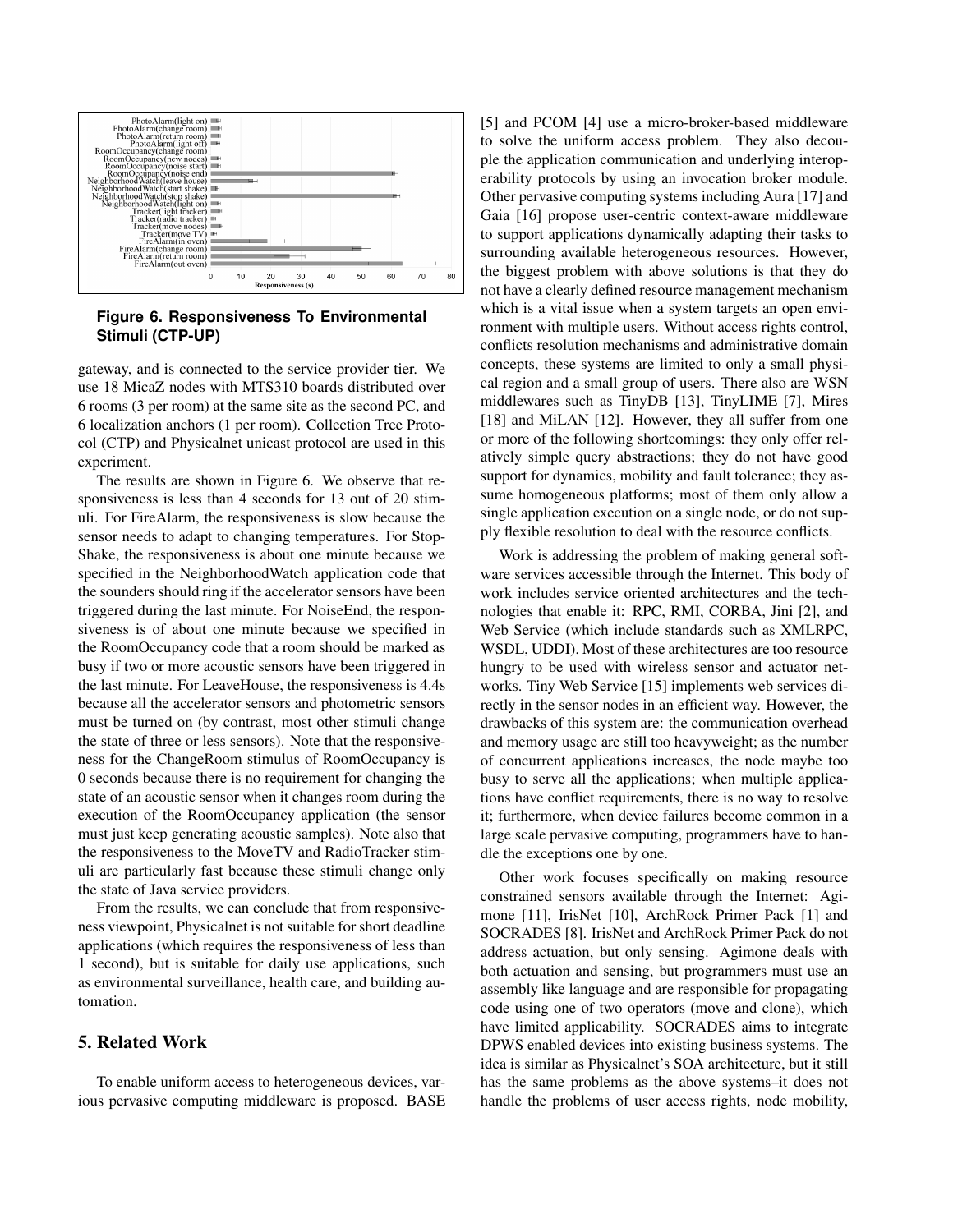PhotoAlarm(light on)
PhotoAlarm(change room)
PhotoAlarm(return room)
PhotoAlarm(light off)
RoomOccupancy(change room)
RoomOccupancy(new nodes)
RoomOccupancy(noise start)
RoomOccupancy(noise end)
NeighborhoodWatch(leave house)
NeighborhoodWatch(start shake)
NeighborhoodWatch(stop shake)
NeighborhoodWatch(light on)
Tracker(light tracker)
Tracker(radio tracker)
Tracker(move nodes)
Tracker(move TV)
FireAlarm(in oven)
FireAlarm(change room)
FireAlarm(return room)
FireAlarm(out oven)

0 10 20 30 40 50 60 70 80

Responsiveness (s)

**Figure 6. Responsiveness To Environmental Stimuli (CTP-UP)**

gateway, and is connected to the service provider tier. We use 18 MicaZ nodes with MTS310 boards distributed over 6 rooms (3 per room) at the same site as the second PC, and 6 localization anchors (1 per room). Collection Tree Protocol (CTP) and Physicalnet unicast protocol are used in this experiment.

The results are shown in Figure 6. We observe that responsiveness is less than 4 seconds for 13 out of 20 stimuli. For FireAlarm, the responsiveness is slow because the sensor needs to adapt to changing temperatures. For StopShake, the responsiveness is about one minute because we specified in the NeighborhoodWatch application code that the sounders should ring if the accelerator sensors have been triggered during the last minute. For NoiseEnd, the responsiveness is of about one minute because we specified in the RoomOccupancy code that a room should be marked as busy if two or more acoustic sensors have been triggered in the last minute. For LeaveHouse, the responsiveness is 4.4s because all the accelerator sensors and photometric sensors must be turned on (by contrast, most other stimuli change the state of three or less sensors). Note that the responsiveness for the ChangeRoom stimulus of RoomOccupancy is 0 seconds because there is no requirement for changing the state of an acoustic sensor when it changes room during the execution of the RoomOccupancy application (the sensor must just keep generating acoustic samples). Note also that the responsiveness to the MoveTV and RadioTracker stimuli are particularly fast because these stimuli change only the state of Java service providers.

From the results, we can conclude that from responsiveness viewpoint, Physicalnet is not suitable for short deadline applications (which requires the responsiveness of less than 1 second), but is suitable for daily use applications, such as environmental surveillance, health care, and building automation.

## 5. Related Work

To enable uniform access to heterogeneous devices, various pervasive computing middleware is proposed. BASE [5] and PCOM [4] use a micro-broker-based middleware to solve the uniform access problem. They also decouple the application communication and underlying interoperability protocols by using an invocation broker module. Other pervasive computing systems including Aura [17] and Gaia [16] propose user-centric context-aware middleware to support applications dynamically adapting their tasks to surrounding available heterogeneous resources. However, the biggest problem with above solutions is that they do not have a clearly defined resource management mechanism which is a vital issue when a system targets an open environment with multiple users. Without access rights control, conflicts resolution mechanisms and administrative domain concepts, these systems are limited to only a small physical region and a small group of users. There also are WSN middlewares such as TinyDB [13], TinyLIME [7], Mires [18] and MiLAN [12]. However, they all suffer from one or more of the following shortcomings: they only offer relatively simple query abstractions; they do not have good support for dynamics, mobility and fault tolerance; they assume homogeneous platforms; most of them only allow a single application execution on a single node, or do not supply flexible resolution to deal with the resource conflicts.

Work is addressing the problem of making general software services accessible through the Internet. This body of work includes service oriented architectures and the technologies that enable it: RPC, RMI, CORBA, Jini [2], and Web Service (which include standards such as XMLRPC, WSDL, UDDI). Most of these architectures are too resource hungry to be used with wireless sensor and actuator networks. Tiny Web Service [15] implements web services directly in the sensor nodes in an efficient way. However, the drawbacks of this system are: the communication overhead and memory usage are still too heavyweight; as the number of concurrent applications increases, the node maybe too busy to serve all the applications; when multiple applications have conflict requirements, there is no way to resolve it; furthermore, when device failures become common in a large scale pervasive computing, programmers have to handle the exceptions one by one.

Other work focuses specifically on making resource constrained sensors available through the Internet: Agimone [11], IrisNet [10], ArchRock Primer Pack [1] and SOCRADES [8]. IrisNet and ArchRock Primer Pack do not address actuation, but only sensing. Agimone deals with both actuation and sensing, but programmers must use an assembly like language and are responsible for propagating code using one of two operators (move and clone), which have limited applicability. SOCRADES aims to integrate DPWS enabled devices into existing business systems. The idea is similar as Physicalnet's SOA architecture, but it still has the same problems as the above systems–it does not handle the problems of user access rights, node mobility,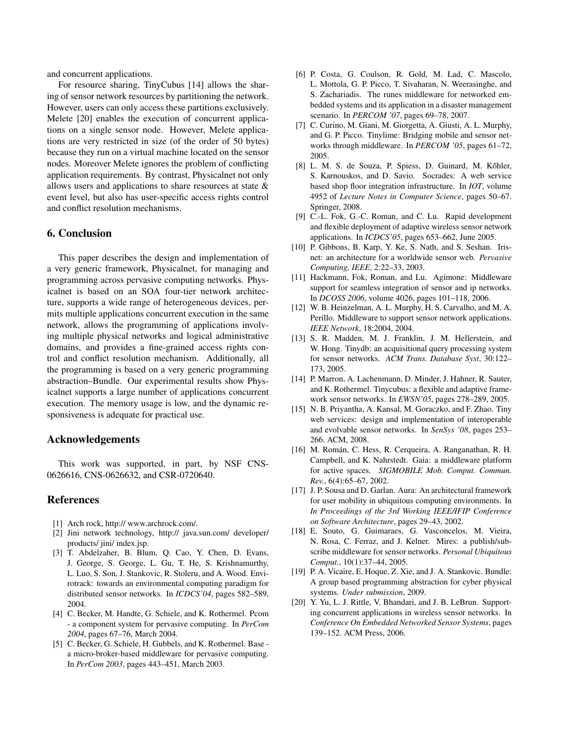and concurrent applications.

For resource sharing, TinyCubus [14] allows the sharing of sensor network resources by partitioning the network. However, users can only access these partitions exclusively. Melete [20] enables the execution of concurrent applications on a single sensor node. However, Melete applications are very restricted in size (of the order of 50 bytes) because they run on a virtual machine located on the sensor nodes. Moreover Melete ignores the problem of conflicting application requirements. By contrast, Physicalnet not only allows users and applications to share resources at state & event level, but also has user-specific access rights control and conflict resolution mechanisms.

## 6. Conclusion

This paper describes the design and implementation of a very generic framework, Physicalnet, for managing and programming across pervasive computing networks. Physicalnet is based on an SOA four-tier network architecture, supports a wide range of heterogeneous devices, permits multiple applications concurrent execution in the same network, allows the programming of applications involving multiple physical networks and logical administrative domains, and provides a fine-grained access rights control and conflict resolution mechanism. Additionally, all the programming is based on a very generic programming abstraction–Bundle. Our experimental results show Physicalnet supports a large number of applications concurrent execution. The memory usage is low, and the dynamic responsiveness is adequate for practical use.

## Acknowledgements

This work was supported, in part, by NSF CNS-0626616, CNS-0626632, and CSR-0720640.

## References

[1] Arch rock, http:// www.archrock.com/.

[2] Jini network technology, http:// java.sun.com/ developer/ products/ jini/ index.jsp.

[3] T. Abdelzaher, B. Blum, Q. Cao, Y. Chen, D. Evans, J. George, S. George, L. Gu, T. He, S. Krishnamurthy, L. Luo, S. Son, J. Stankovic, R. Stoleru, and A. Wood. Envirotrack: towards an environmental computing paradigm for distributed sensor networks. In *ICDCS'04*, pages 582–589, 2004.

[4] C. Becker, M. Handte, G. Schiele, and K. Rothermel. Pcom - a component system for pervasive computing. In *PerCom 2004*, pages 67–76, March 2004.

[5] C. Becker, G. Schiele, H. Gubbels, and K. Rothermel. Base - a micro-broker-based middleware for pervasive computing. In *PerCom 2003*, pages 443–451, March 2003.

[6] P. Costa, G. Coulson, R. Gold, M. Lad, C. Mascolo, L. Mottola, G. P. Picco, T. Sivaharan, N. Weerasinghe, and S. Zachariadis. The runes middleware for networked embedded systems and its application in a disaster management scenario. In *PERCOM '07*, pages 69–78, 2007.

[7] C. Curino, M. Giani, M. Giorgetta, A. Giusti, A. L. Murphy, and G. P. Picco. Tinylime: Bridging mobile and sensor networks through middleware. In *PERCOM '05*, pages 61–72, 2005.

[8] L. M. S. de Souza, P. Spiess, D. Guinard, M. Kőhler, S. Karnouskos, and D. Savio. Socrades: A web service based shop floor integration infrastructure. In *IOT*, volume 4952 of *Lecture Notes in Computer Science*, pages 50–67. Springer, 2008.

[9] C.-L. Fok, G.-C. Roman, and C. Lu. Rapid development and flexible deployment of adaptive wireless sensor network applications. In *ICDCS'05*, pages 653–662, June 2005.

[10] P. Gibbons, B. Karp, Y. Ke, S. Nath, and S. Seshan. Irisnet: an architecture for a worldwide sensor web. *Pervasive Computing, IEEE*, 2:22–33, 2003.

[11] Hackmann, Fok, Roman, and Lu. Agimone: Middleware support for seamless integration of sensor and ip networks. In *DCOSS 2006*, volume 4026, pages 101–118, 2006.

[12] W. B. Heinzelman, A. L. Murphy, H. S. Carvalho, and M. A. Perillo. Middleware to support sensor network applications. *IEEE Network*, 18:2004, 2004.

[13] S. R. Madden, M. J. Franklin, J. M. Hellerstein, and W. Hong. Tinydb: an acquisitional query processing system for sensor networks. *ACM Trans. Database Syst*, 30:122–173, 2005.

[14] P. Marron, A. Lachenmann, D. Minder, J. Hahner, R. Sauter, and K. Rothermel. Tinycubus: a flexible and adaptive framework sensor networks. In *EWSN'05*, pages 278–289, 2005.

[15] N. B. Priyantha, A. Kansal, M. Goraczko, and F. Zhao. Tiny web services: design and implementation of interoperable and evolvable sensor networks. In *SenSys '08*, pages 253–266. ACM, 2008.

[16] M. Román, C. Hess, R. Cerqueira, A. Ranganathan, R. H. Campbell, and K. Nahrstedt. Gaia: a middleware platform for active spaces. *SIGMOBILE Mob. Comput. Commun. Rev.*, 6(4):65–67, 2002.

[17] J. P. Sousa and D. Garlan. Aura: An architectural framework for user mobility in ubiquitous computing environments. In *In Proceedings of the 3rd Working IEEE/IFIP Conference on Software Architecture*, pages 29–43, 2002.

[18] E. Souto, G. Guimaraes, G. Vasconcelos, M. Vieira, N. Rosa, C. Ferraz, and J. Kelner. Mires: a publish/subscribe middleware for sensor networks. *Personal Ubiquitous Comput.*, 10(1):37–44, 2005.

[19] P. A. Vicaire, E. Hoque, Z. Xie, and J. A. Stankovic. Bundle: A group based programming abstraction for cyber physical systems. *Under submission*, 2009.

[20] Y. Yu, L. J. Rittle, V. Bhandari, and J. B. LeBrun. Supporting concurrent applications in wireless sensor networks. In *Conference On Embedded Networked Sensor Systems*, pages 139–152. ACM Press, 2006.